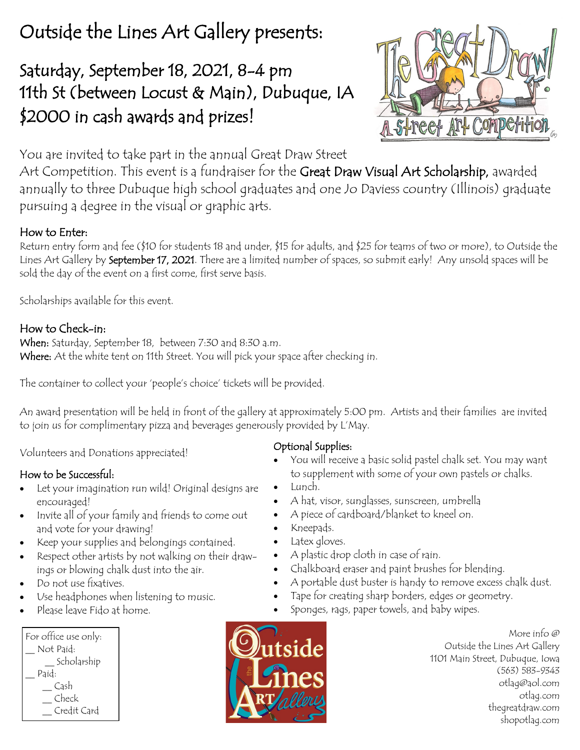# Outside the Lines Art Gallery presents:

## Saturday, September 18, 2021, 8-4 pm
## 11th St (between Locust & Main), Dubuque, IA
## $2000 in cash awards and prizes!

You are invited to take part in the annual Great Draw Street Art Competition. This event is a fundraiser for the **Great Draw Visual Art Scholarship**, awarded annually to three Dubuque high school graduates and one Jo Daviess country (Illinois) graduate pursuing a degree in the visual or graphic arts.

### How to Enter:

Return entry form and fee ($10 for students 18 and under, $15 for adults, and $25 for teams of two or more), to Outside the Lines Art Gallery by **September 17, 2021**. There are a limited number of spaces, so submit early! Any unsold spaces will be sold the day of the event on a first come, first serve basis.

Scholarships available for this event.

### How to Check-in:

**When:** Saturday, September 18, between 7:30 and 8:30 a.m.
**Where:** At the white tent on 11th Street. You will pick your space after checking in.

The container to collect your 'people's choice' tickets will be provided.

An award presentation will be held in front of the gallery at approximately 5:00 pm. Artists and their families are invited to join us for complimentary pizza and beverages generously provided by L'May.

Volunteers and Donations appreciated!

### How to be Successful:

- Let your imagination run wild! Original designs are encouraged!
- Invite all of your family and friends to come out and vote for your drawing!
- Keep your supplies and belongings contained.
- Respect other artists by not walking on their drawings or blowing chalk dust into the air.
- Do not use fixatives.
- Use headphones when listening to music.
- Please leave Fido at home.

### Optional Supplies:

- You will receive a basic solid pastel chalk set. You may want to supplement with some of your own pastels or chalks.
- Lunch.
- A hat, visor, sunglasses, sunscreen, umbrella
- A piece of cardboard/blanket to kneel on.
- Kneepads.
- Latex gloves.
- A plastic drop cloth in case of rain.
- Chalkboard eraser and paint brushes for blending.
- A portable dust buster is handy to remove excess chalk dust.
- Tape for creating sharp borders, edges or geometry.
- Sponges, rags, paper towels, and baby wipes.

For office use only:
__ Not Paid:
  __ Scholarship
__ Paid:
  __ Cash
  __ Check
  __ Credit Card

More info @
Outside the Lines Art Gallery
1101 Main Street, Dubuque, Iowa
(563) 583-9343
otlag@aol.com
otlag.com
thegreatdraw.com
shopotlag.com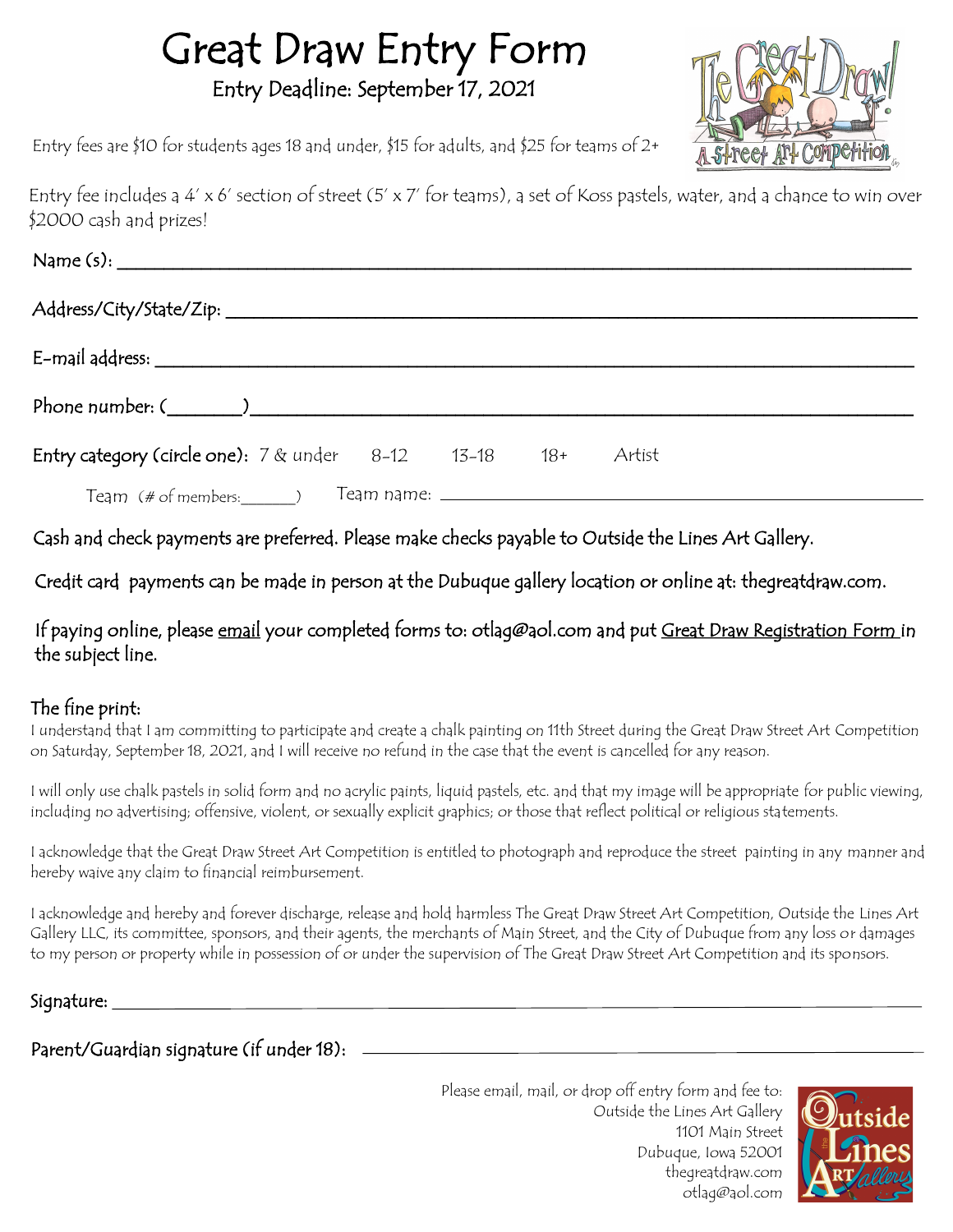# Great Draw Entry Form

Entry Deadline: September 17, 2021

Entry fees are $10 for students ages 18 and under, $15 for adults, and $25 for teams of 2+

Entry fee includes a 4′ x 6′ section of street (5′ x 7′ for teams), a set of Koss pastels, water, and a chance to win over $2000 cash and prizes!

Name (s): ____________________________________________

Address/City/State/Zip: ____________________________________________

E-mail address: ____________________________________________

Phone number: (_______)____________________________________________

**Entry category (circle one):** 7 & under    8-12    13-18    18+    Artist

Team (# of members:______)    Team name: ______________________________

Cash and check payments are preferred. Please make checks payable to Outside the Lines Art Gallery.

Credit card payments can be made in person at the Dubuque gallery location or online at: thegreatdraw.com.

If paying online, please email your completed forms to: otlag@aol.com and put Great Draw Registration Form in the subject line.

## The fine print:

I understand that I am committing to participate and create a chalk painting on 11th Street during the Great Draw Street Art Competition on Saturday, September 18, 2021, and I will receive no refund in the case that the event is cancelled for any reason.

I will only use chalk pastels in solid form and no acrylic paints, liquid pastels, etc. and that my image will be appropriate for public viewing, including no advertising; offensive, violent, or sexually explicit graphics; or those that reflect political or religious statements.

I acknowledge that the Great Draw Street Art Competition is entitled to photograph and reproduce the street painting in any manner and hereby waive any claim to financial reimbursement.

I acknowledge and hereby and forever discharge, release and hold harmless The Great Draw Street Art Competition, Outside the Lines Art Gallery LLC, its committee, sponsors, and their agents, the merchants of Main Street, and the City of Dubuque from any loss or damages to my person or property while in possession of or under the supervision of The Great Draw Street Art Competition and its sponsors.

Signature: ____________________________________________

Parent/Guardian signature (if under 18): ______________________________

Please email, mail, or drop off entry form and fee to:
Outside the Lines Art Gallery
1101 Main Street
Dubuque, Iowa 52001
thegreatdraw.com
otlag@aol.com